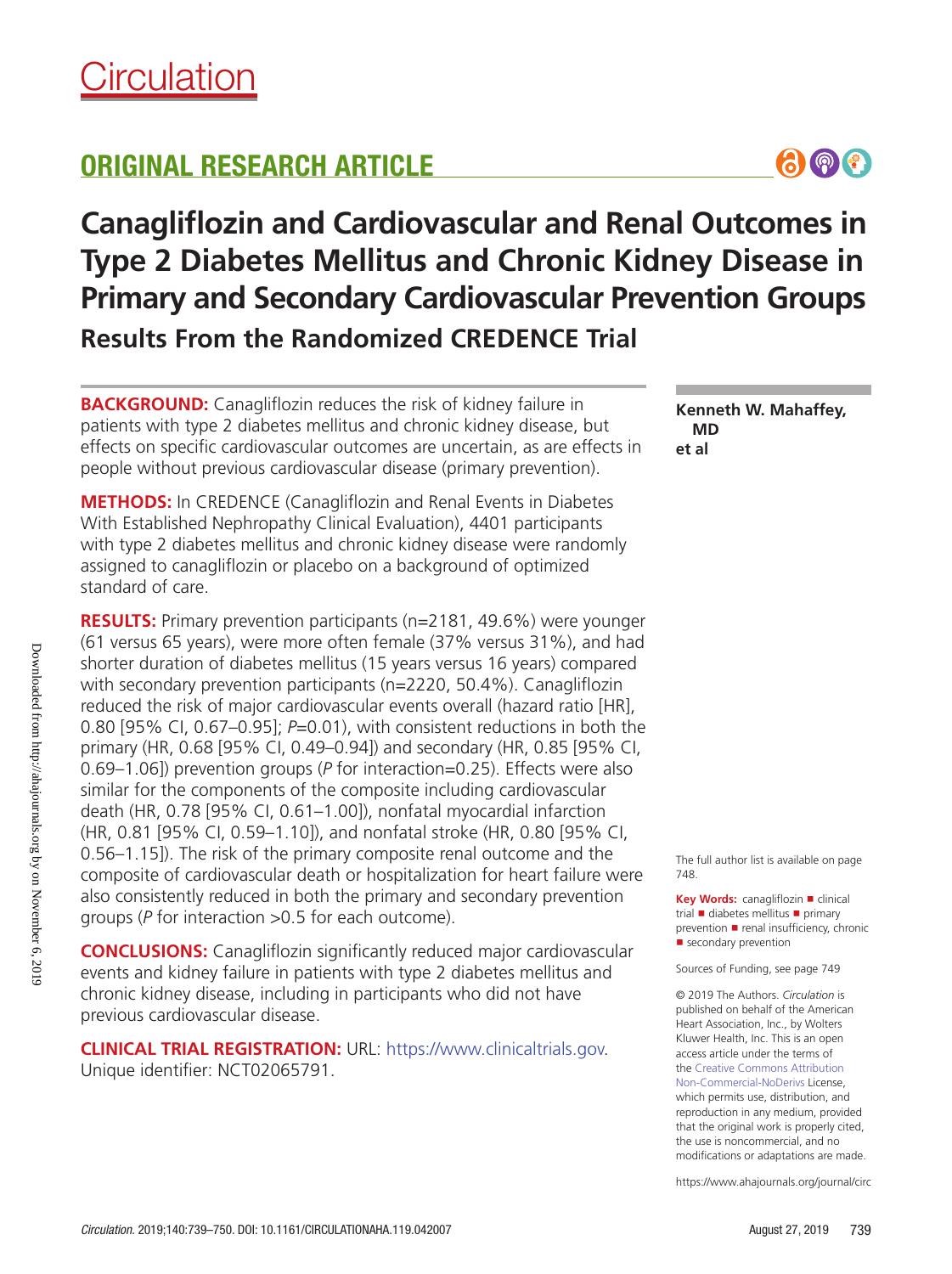# Circulation

## ORIGINAL RESEARCH ARTICLE

# Canagliflozin and Cardiovascular and Renal Outcomes in Type 2 Diabetes Mellitus and Chronic Kidney Disease in Primary and Secondary Cardiovascular Prevention Groups

## Results From the Randomized CREDENCE Trial

**Kenneth W. Mahaffey, MD**
**et al**

**BACKGROUND:** Canagliflozin reduces the risk of kidney failure in patients with type 2 diabetes mellitus and chronic kidney disease, but effects on specific cardiovascular outcomes are uncertain, as are effects in people without previous cardiovascular disease (primary prevention).

**METHODS:** In CREDENCE (Canagliflozin and Renal Events in Diabetes With Established Nephropathy Clinical Evaluation), 4401 participants with type 2 diabetes mellitus and chronic kidney disease were randomly assigned to canagliflozin or placebo on a background of optimized standard of care.

**RESULTS:** Primary prevention participants (n=2181, 49.6%) were younger (61 versus 65 years), were more often female (37% versus 31%), and had shorter duration of diabetes mellitus (15 years versus 16 years) compared with secondary prevention participants (n=2220, 50.4%). Canagliflozin reduced the risk of major cardiovascular events overall (hazard ratio [HR], 0.80 [95% CI, 0.67–0.95]; *P*=0.01), with consistent reductions in both the primary (HR, 0.68 [95% CI, 0.49–0.94]) and secondary (HR, 0.85 [95% CI, 0.69–1.06]) prevention groups (*P* for interaction=0.25). Effects were also similar for the components of the composite including cardiovascular death (HR, 0.78 [95% CI, 0.61–1.00]), nonfatal myocardial infarction (HR, 0.81 [95% CI, 0.59–1.10]), and nonfatal stroke (HR, 0.80 [95% CI, 0.56–1.15]). The risk of the primary composite renal outcome and the composite of cardiovascular death or hospitalization for heart failure were also consistently reduced in both the primary and secondary prevention groups (*P* for interaction >0.5 for each outcome).

**CONCLUSIONS:** Canagliflozin significantly reduced major cardiovascular events and kidney failure in patients with type 2 diabetes mellitus and chronic kidney disease, including in participants who did not have previous cardiovascular disease.

**CLINICAL TRIAL REGISTRATION:** URL: https://www.clinicaltrials.gov. Unique identifier: NCT02065791.

The full author list is available on page 748.

**Key Words:** canagliflozin ■ clinical trial ■ diabetes mellitus ■ primary prevention ■ renal insufficiency, chronic ■ secondary prevention

Sources of Funding, see page 749

© 2019 The Authors. *Circulation* is published on behalf of the American Heart Association, Inc., by Wolters Kluwer Health, Inc. This is an open access article under the terms of the Creative Commons Attribution Non-Commercial-NoDerivs License, which permits use, distribution, and reproduction in any medium, provided that the original work is properly cited, the use is noncommercial, and no modifications or adaptations are made.

https://www.ahajournals.org/journal/circ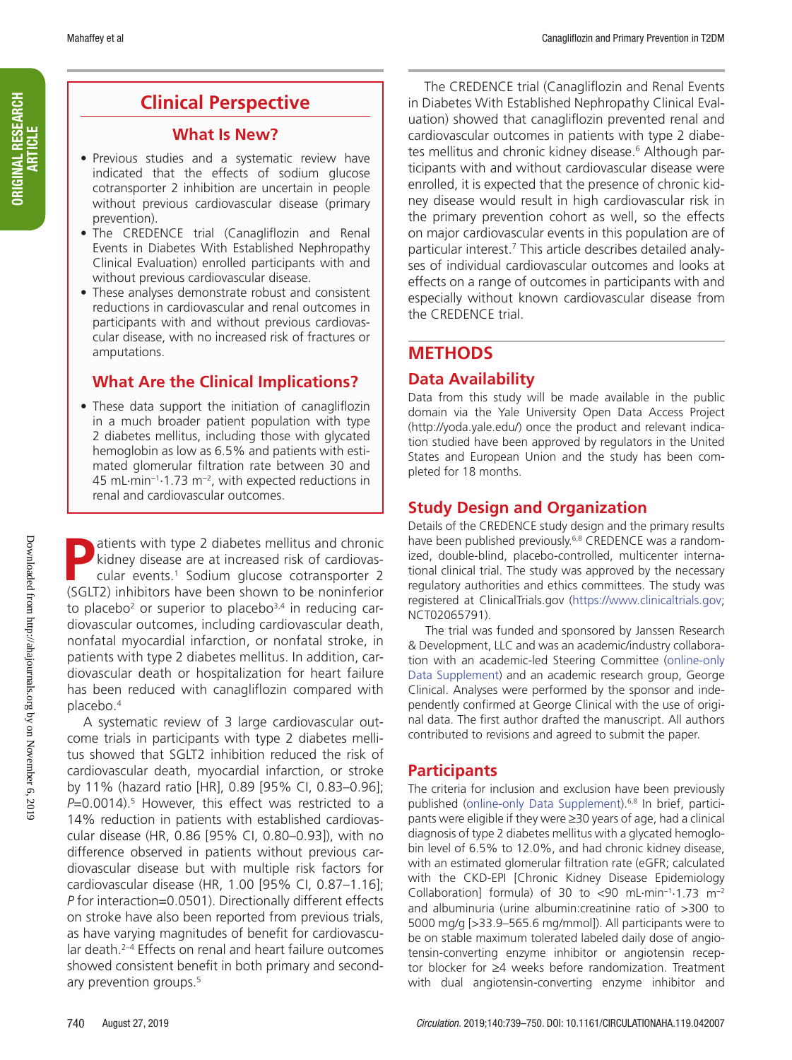## Clinical Perspective

### What Is New?

- Previous studies and a systematic review have indicated that the effects of sodium glucose cotransporter 2 inhibition are uncertain in people without previous cardiovascular disease (primary prevention).
- The CREDENCE trial (Canagliflozin and Renal Events in Diabetes With Established Nephropathy Clinical Evaluation) enrolled participants with and without previous cardiovascular disease.
- These analyses demonstrate robust and consistent reductions in cardiovascular and renal outcomes in participants with and without previous cardiovascular disease, with no increased risk of fractures or amputations.

### What Are the Clinical Implications?

- These data support the initiation of canagliflozin in a much broader patient population with type 2 diabetes mellitus, including those with glycated hemoglobin as low as 6.5% and patients with estimated glomerular filtration rate between 30 and 45 $mL \cdot min^{-1} \cdot 1.73\ m^{-2}$, with expected reductions in renal and cardiovascular outcomes.

Patients with type 2 diabetes mellitus and chronic kidney disease are at increased risk of cardiovascular events.[1] Sodium glucose cotransporter 2 (SGLT2) inhibitors have been shown to be noninferior to placebo[2] or superior to placebo[3,4] in reducing cardiovascular outcomes, including cardiovascular death, nonfatal myocardial infarction, or nonfatal stroke, in patients with type 2 diabetes mellitus. In addition, cardiovascular death or hospitalization for heart failure has been reduced with canagliflozin compared with placebo.[4]

A systematic review of 3 large cardiovascular outcome trials in participants with type 2 diabetes mellitus showed that SGLT2 inhibition reduced the risk of cardiovascular death, myocardial infarction, or stroke by 11% (hazard ratio [HR], 0.89 [95% CI, 0.83–0.96]; *P*=0.0014).[5] However, this effect was restricted to a 14% reduction in patients with established cardiovascular disease (HR, 0.86 [95% CI, 0.80–0.93]), with no difference observed in patients without previous cardiovascular disease but with multiple risk factors for cardiovascular disease (HR, 1.00 [95% CI, 0.87–1.16]; *P* for interaction=0.0501). Directionally different effects on stroke have also been reported from previous trials, as have varying magnitudes of benefit for cardiovascular death.[2–4] Effects on renal and heart failure outcomes showed consistent benefit in both primary and secondary prevention groups.[5]

The CREDENCE trial (Canagliflozin and Renal Events in Diabetes With Established Nephropathy Clinical Evaluation) showed that canagliflozin prevented renal and cardiovascular outcomes in patients with type 2 diabetes mellitus and chronic kidney disease.[6] Although participants with and without cardiovascular disease were enrolled, it is expected that the presence of chronic kidney disease would result in high cardiovascular risk in the primary prevention cohort as well, so the effects on major cardiovascular events in this population are of particular interest.[7] This article describes detailed analyses of individual cardiovascular outcomes and looks at effects on a range of outcomes in participants with and especially without known cardiovascular disease from the CREDENCE trial.

# METHODS

## Data Availability

Data from this study will be made available in the public domain via the Yale University Open Data Access Project (http://yoda.yale.edu/) once the product and relevant indication studied have been approved by regulators in the United States and European Union and the study has been completed for 18 months.

## Study Design and Organization

Details of the CREDENCE study design and the primary results have been published previously.[6,8] CREDENCE was a randomized, double-blind, placebo-controlled, multicenter international clinical trial. The study was approved by the necessary regulatory authorities and ethics committees. The study was registered at ClinicalTrials.gov (https://www.clinicaltrials.gov; NCT02065791).

The trial was funded and sponsored by Janssen Research & Development, LLC and was an academic/industry collaboration with an academic-led Steering Committee (online-only Data Supplement) and an academic research group, George Clinical. Analyses were performed by the sponsor and independently confirmed at George Clinical with the use of original data. The first author drafted the manuscript. All authors contributed to revisions and agreed to submit the paper.

## Participants

The criteria for inclusion and exclusion have been previously published (online-only Data Supplement).[6,8] In brief, participants were eligible if they were ≥30 years of age, had a clinical diagnosis of type 2 diabetes mellitus with a glycated hemoglobin level of 6.5% to 12.0%, and had chronic kidney disease, with an estimated glomerular filtration rate (eGFR; calculated with the CKD-EPI [Chronic Kidney Disease Epidemiology Collaboration] formula) of 30 to <90 $mL \cdot min^{-1} \cdot 1.73\ m^{-2}$ and albuminuria (urine albumin:creatinine ratio of >300 to 5000 mg/g [>33.9–565.6 mg/mmol]). All participants were to be on stable maximum tolerated labeled daily dose of angiotensin-converting enzyme inhibitor or angiotensin receptor blocker for ≥4 weeks before randomization. Treatment with dual angiotensin-converting enzyme inhibitor and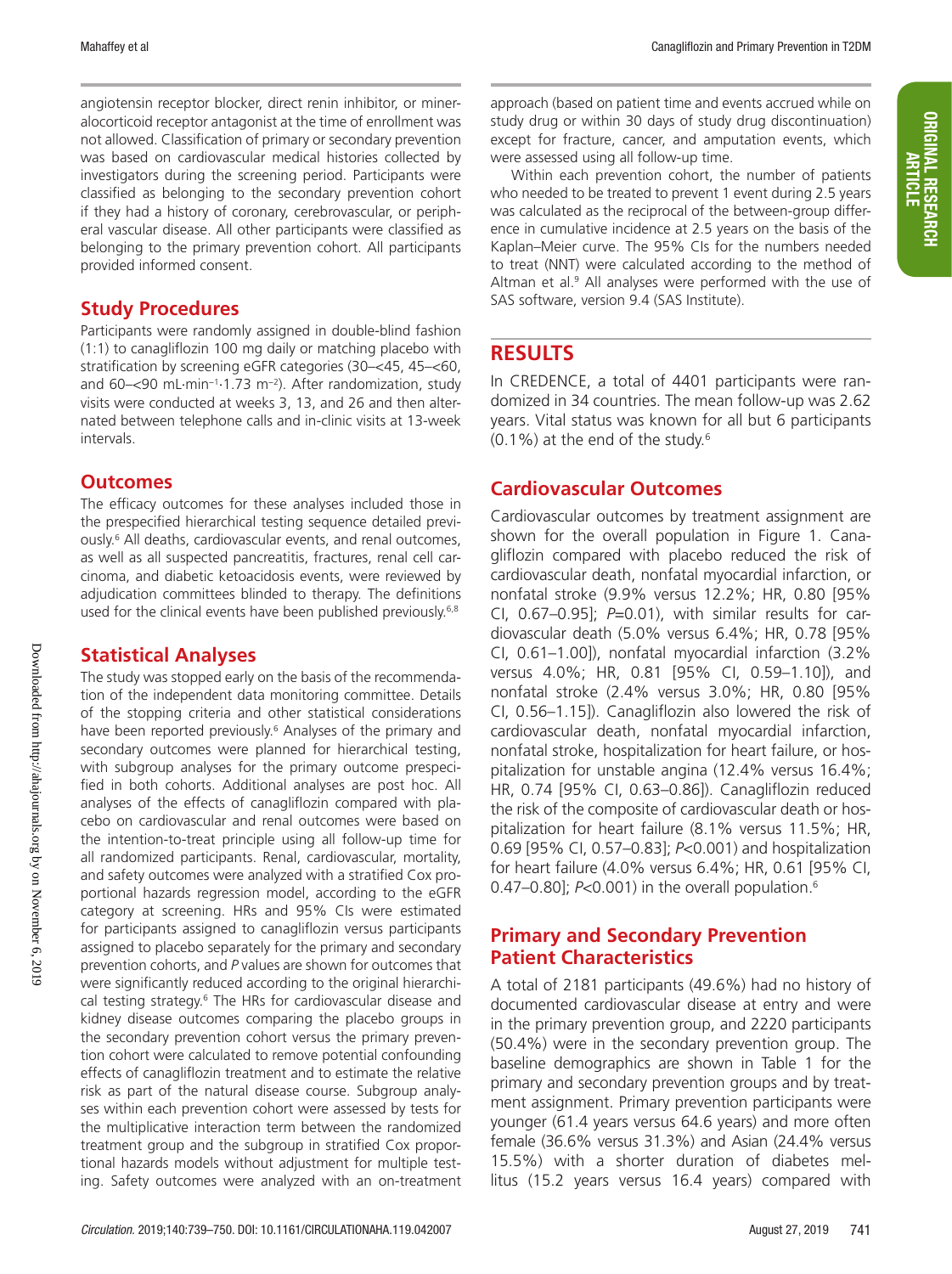angiotensin receptor blocker, direct renin inhibitor, or mineralocorticoid receptor antagonist at the time of enrollment was not allowed. Classification of primary or secondary prevention was based on cardiovascular medical histories collected by investigators during the screening period. Participants were classified as belonging to the secondary prevention cohort if they had a history of coronary, cerebrovascular, or peripheral vascular disease. All other participants were classified as belonging to the primary prevention cohort. All participants provided informed consent.

## Study Procedures

Participants were randomly assigned in double-blind fashion (1:1) to canagliflozin 100 mg daily or matching placebo with stratification by screening eGFR categories (30–<45, 45–<60, and 60–<90 mL·min$^{-1}$·1.73 m$^{-2}$). After randomization, study visits were conducted at weeks 3, 13, and 26 and then alternated between telephone calls and in-clinic visits at 13-week intervals.

## Outcomes

The efficacy outcomes for these analyses included those in the prespecified hierarchical testing sequence detailed previously.[6] All deaths, cardiovascular events, and renal outcomes, as well as all suspected pancreatitis, fractures, renal cell carcinoma, and diabetic ketoacidosis events, were reviewed by adjudication committees blinded to therapy. The definitions used for the clinical events have been published previously.[6,8]

## Statistical Analyses

The study was stopped early on the basis of the recommendation of the independent data monitoring committee. Details of the stopping criteria and other statistical considerations have been reported previously.[6] Analyses of the primary and secondary outcomes were planned for hierarchical testing, with subgroup analyses for the primary outcome prespecified in both cohorts. Additional analyses are post hoc. All analyses of the effects of canagliflozin compared with placebo on cardiovascular and renal outcomes were based on the intention-to-treat principle using all follow-up time for all randomized participants. Renal, cardiovascular, mortality, and safety outcomes were analyzed with a stratified Cox proportional hazards regression model, according to the eGFR category at screening. HRs and 95% CIs were estimated for participants assigned to canagliflozin versus participants assigned to placebo separately for the primary and secondary prevention cohorts, and *P* values are shown for outcomes that were significantly reduced according to the original hierarchical testing strategy.[6] The HRs for cardiovascular disease and kidney disease outcomes comparing the placebo groups in the secondary prevention cohort versus the primary prevention cohort were calculated to remove potential confounding effects of canagliflozin treatment and to estimate the relative risk as part of the natural disease course. Subgroup analyses within each prevention cohort were assessed by tests for the multiplicative interaction term between the randomized treatment group and the subgroup in stratified Cox proportional hazards models without adjustment for multiple testing. Safety outcomes were analyzed with an on-treatment approach (based on patient time and events accrued while on study drug or within 30 days of study drug discontinuation) except for fracture, cancer, and amputation events, which were assessed using all follow-up time.

Within each prevention cohort, the number of patients who needed to be treated to prevent 1 event during 2.5 years was calculated as the reciprocal of the between-group difference in cumulative incidence at 2.5 years on the basis of the Kaplan–Meier curve. The 95% CIs for the numbers needed to treat (NNT) were calculated according to the method of Altman et al.[9] All analyses were performed with the use of SAS software, version 9.4 (SAS Institute).

# RESULTS

In CREDENCE, a total of 4401 participants were randomized in 34 countries. The mean follow-up was 2.62 years. Vital status was known for all but 6 participants (0.1%) at the end of the study.[6]

## Cardiovascular Outcomes

Cardiovascular outcomes by treatment assignment are shown for the overall population in Figure 1. Canagliflozin compared with placebo reduced the risk of cardiovascular death, nonfatal myocardial infarction, or nonfatal stroke (9.9% versus 12.2%; HR, 0.80 [95% CI, 0.67–0.95]; *P*=0.01), with similar results for cardiovascular death (5.0% versus 6.4%; HR, 0.78 [95% CI, 0.61–1.00]), nonfatal myocardial infarction (3.2% versus 4.0%; HR, 0.81 [95% CI, 0.59–1.10]), and nonfatal stroke (2.4% versus 3.0%; HR, 0.80 [95% CI, 0.56–1.15]). Canagliflozin also lowered the risk of cardiovascular death, nonfatal myocardial infarction, nonfatal stroke, hospitalization for heart failure, or hospitalization for unstable angina (12.4% versus 16.4%; HR, 0.74 [95% CI, 0.63–0.86]). Canagliflozin reduced the risk of the composite of cardiovascular death or hospitalization for heart failure (8.1% versus 11.5%; HR, 0.69 [95% CI, 0.57–0.83]; *P*<0.001) and hospitalization for heart failure (4.0% versus 6.4%; HR, 0.61 [95% CI, 0.47–0.80]; *P*<0.001) in the overall population.[6]

## Primary and Secondary Prevention Patient Characteristics

A total of 2181 participants (49.6%) had no history of documented cardiovascular disease at entry and were in the primary prevention group, and 2220 participants (50.4%) were in the secondary prevention group. The baseline demographics are shown in Table 1 for the primary and secondary prevention groups and by treatment assignment. Primary prevention participants were younger (61.4 years versus 64.6 years) and more often female (36.6% versus 31.3%) and Asian (24.4% versus 15.5%) with a shorter duration of diabetes mellitus (15.2 years versus 16.4 years) compared with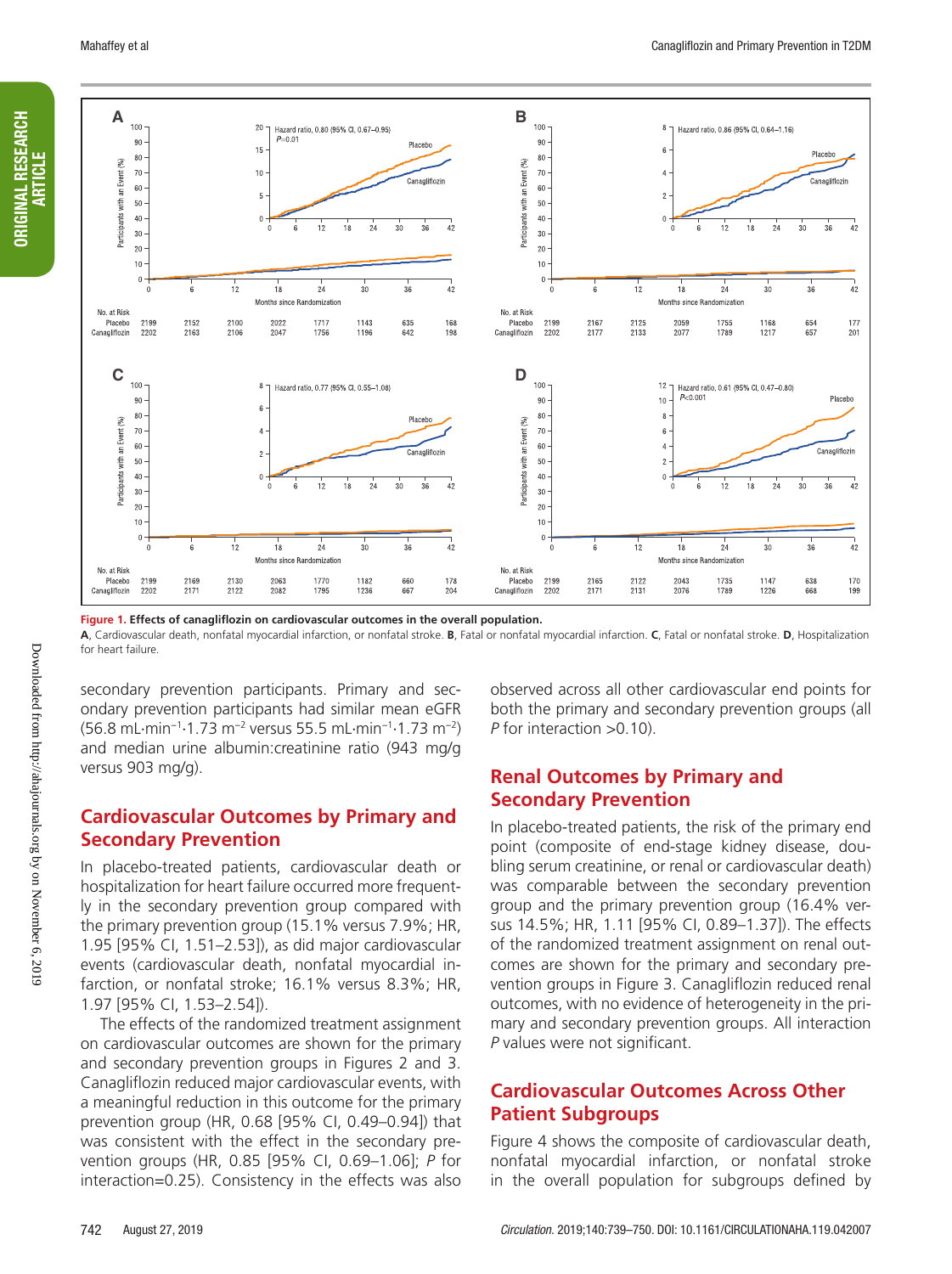**Figure 1. Effects of canagliflozin on cardiovascular outcomes in the overall population.**

**A**, Cardiovascular death, nonfatal myocardial infarction, or nonfatal stroke. **B**, Fatal or nonfatal myocardial infarction. **C**, Fatal or nonfatal stroke. **D**, Hospitalization for heart failure.

secondary prevention participants. Primary and secondary prevention participants had similar mean eGFR (56.8 mL·min$^{-1}$·1.73 m$^{-2}$ versus 55.5 mL·min$^{-1}$·1.73 m$^{-2}$) and median urine albumin:creatinine ratio (943 mg/g versus 903 mg/g).

## Cardiovascular Outcomes by Primary and Secondary Prevention

In placebo-treated patients, cardiovascular death or hospitalization for heart failure occurred more frequently in the secondary prevention group compared with the primary prevention group (15.1% versus 7.9%; HR, 1.95 [95% CI, 1.51–2.53]), as did major cardiovascular events (cardiovascular death, nonfatal myocardial infarction, or nonfatal stroke; 16.1% versus 8.3%; HR, 1.97 [95% CI, 1.53–2.54]).

The effects of the randomized treatment assignment on cardiovascular outcomes are shown for the primary and secondary prevention groups in Figures 2 and 3. Canagliflozin reduced major cardiovascular events, with a meaningful reduction in this outcome for the primary prevention group (HR, 0.68 [95% CI, 0.49–0.94]) that was consistent with the effect in the secondary prevention groups (HR, 0.85 [95% CI, 0.69–1.06]; *P* for interaction=0.25). Consistency in the effects was also observed across all other cardiovascular end points for both the primary and secondary prevention groups (all *P* for interaction >0.10).

## Renal Outcomes by Primary and Secondary Prevention

In placebo-treated patients, the risk of the primary end point (composite of end-stage kidney disease, doubling serum creatinine, or renal or cardiovascular death) was comparable between the secondary prevention group and the primary prevention group (16.4% versus 14.5%; HR, 1.11 [95% CI, 0.89–1.37]). The effects of the randomized treatment assignment on renal outcomes are shown for the primary and secondary prevention groups in Figure 3. Canagliflozin reduced renal outcomes, with no evidence of heterogeneity in the primary and secondary prevention groups. All interaction *P* values were not significant.

## Cardiovascular Outcomes Across Other Patient Subgroups

Figure 4 shows the composite of cardiovascular death, nonfatal myocardial infarction, or nonfatal stroke in the overall population for subgroups defined by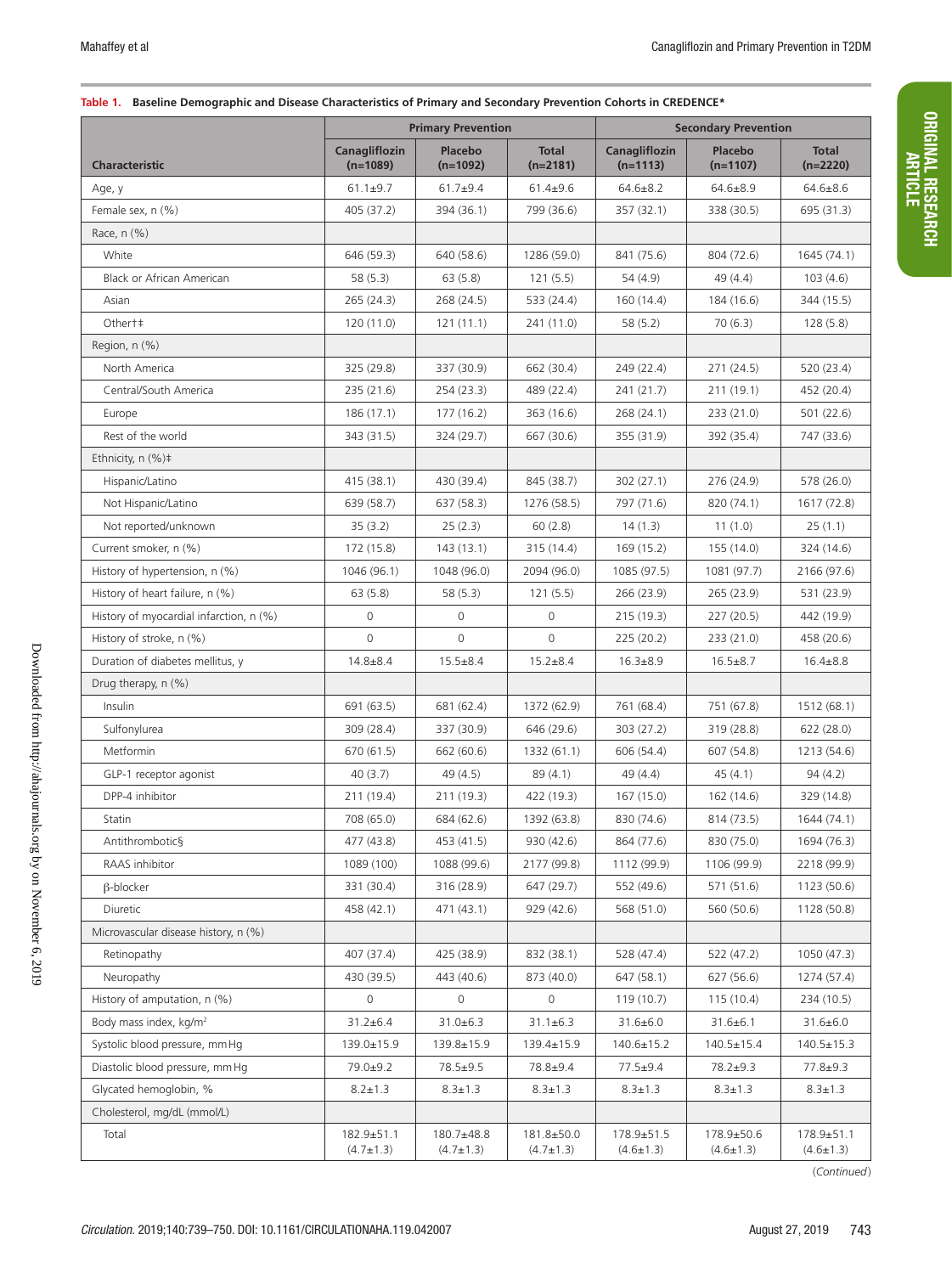**Table 1. Baseline Demographic and Disease Characteristics of Primary and Secondary Prevention Cohorts in CREDENCE***

| Characteristic | Primary Prevention | | | Secondary Prevention | | |
|---|---|---|---|---|---|---|
| | Canagliflozin (n=1089) | Placebo (n=1092) | Total (n=2181) | Canagliflozin (n=1113) | Placebo (n=1107) | Total (n=2220) |
| Age, y | 61.1±9.7 | 61.7±9.4 | 61.4±9.6 | 64.6±8.2 | 64.6±8.9 | 64.6±8.6 |
| Female sex, n (%) | 405 (37.2) | 394 (36.1) | 799 (36.6) | 357 (32.1) | 338 (30.5) | 695 (31.3) |
| Race, n (%) | | | | | | |
| White | 646 (59.3) | 640 (58.6) | 1286 (59.0) | 841 (75.6) | 804 (72.6) | 1645 (74.1) |
| Black or African American | 58 (5.3) | 63 (5.8) | 121 (5.5) | 54 (4.9) | 49 (4.4) | 103 (4.6) |
| Asian | 265 (24.3) | 268 (24.5) | 533 (24.4) | 160 (14.4) | 184 (16.6) | 344 (15.5) |
| Other†‡ | 120 (11.0) | 121 (11.1) | 241 (11.0) | 58 (5.2) | 70 (6.3) | 128 (5.8) |
| Region, n (%) | | | | | | |
| North America | 325 (29.8) | 337 (30.9) | 662 (30.4) | 249 (22.4) | 271 (24.5) | 520 (23.4) |
| Central/South America | 235 (21.6) | 254 (23.3) | 489 (22.4) | 241 (21.7) | 211 (19.1) | 452 (20.4) |
| Europe | 186 (17.1) | 177 (16.2) | 363 (16.6) | 268 (24.1) | 233 (21.0) | 501 (22.6) |
| Rest of the world | 343 (31.5) | 324 (29.7) | 667 (30.6) | 355 (31.9) | 392 (35.4) | 747 (33.6) |
| Ethnicity, n (%)‡ | | | | | | |
| Hispanic/Latino | 415 (38.1) | 430 (39.4) | 845 (38.7) | 302 (27.1) | 276 (24.9) | 578 (26.0) |
| Not Hispanic/Latino | 639 (58.7) | 637 (58.3) | 1276 (58.5) | 797 (71.6) | 820 (74.1) | 1617 (72.8) |
| Not reported/unknown | 35 (3.2) | 25 (2.3) | 60 (2.8) | 14 (1.3) | 11 (1.0) | 25 (1.1) |
| Current smoker, n (%) | 172 (15.8) | 143 (13.1) | 315 (14.4) | 169 (15.2) | 155 (14.0) | 324 (14.6) |
| History of hypertension, n (%) | 1046 (96.1) | 1048 (96.0) | 2094 (96.0) | 1085 (97.5) | 1081 (97.7) | 2166 (97.6) |
| History of heart failure, n (%) | 63 (5.8) | 58 (5.3) | 121 (5.5) | 266 (23.9) | 265 (23.9) | 531 (23.9) |
| History of myocardial infarction, n (%) | 0 | 0 | 0 | 215 (19.3) | 227 (20.5) | 442 (19.9) |
| History of stroke, n (%) | 0 | 0 | 0 | 225 (20.2) | 233 (21.0) | 458 (20.6) |
| Duration of diabetes mellitus, y | 14.8±8.4 | 15.5±8.4 | 15.2±8.4 | 16.3±8.9 | 16.5±8.7 | 16.4±8.8 |
| Drug therapy, n (%) | | | | | | |
| Insulin | 691 (63.5) | 681 (62.4) | 1372 (62.9) | 761 (68.4) | 751 (67.8) | 1512 (68.1) |
| Sulfonylurea | 309 (28.4) | 337 (30.9) | 646 (29.6) | 303 (27.2) | 319 (28.8) | 622 (28.0) |
| Metformin | 670 (61.5) | 662 (60.6) | 1332 (61.1) | 606 (54.4) | 607 (54.8) | 1213 (54.6) |
| GLP-1 receptor agonist | 40 (3.7) | 49 (4.5) | 89 (4.1) | 49 (4.4) | 45 (4.1) | 94 (4.2) |
| DPP-4 inhibitor | 211 (19.4) | 211 (19.3) | 422 (19.3) | 167 (15.0) | 162 (14.6) | 329 (14.8) |
| Statin | 708 (65.0) | 684 (62.6) | 1392 (63.8) | 830 (74.6) | 814 (73.5) | 1644 (74.1) |
| Antithrombotic§ | 477 (43.8) | 453 (41.5) | 930 (42.6) | 864 (77.6) | 830 (75.0) | 1694 (76.3) |
| RAAS inhibitor | 1089 (100) | 1088 (99.6) | 2177 (99.8) | 1112 (99.9) | 1106 (99.9) | 2218 (99.9) |
| β-blocker | 331 (30.4) | 316 (28.9) | 647 (29.7) | 552 (49.6) | 571 (51.6) | 1123 (50.6) |
| Diuretic | 458 (42.1) | 471 (43.1) | 929 (42.6) | 568 (51.0) | 560 (50.6) | 1128 (50.8) |
| Microvascular disease history, n (%) | | | | | | |
| Retinopathy | 407 (37.4) | 425 (38.9) | 832 (38.1) | 528 (47.4) | 522 (47.2) | 1050 (47.3) |
| Neuropathy | 430 (39.5) | 443 (40.6) | 873 (40.0) | 647 (58.1) | 627 (56.6) | 1274 (57.4) |
| History of amputation, n (%) | 0 | 0 | 0 | 119 (10.7) | 115 (10.4) | 234 (10.5) |
| Body mass index, kg/m² | 31.2±6.4 | 31.0±6.3 | 31.1±6.3 | 31.6±6.0 | 31.6±6.1 | 31.6±6.0 |
| Systolic blood pressure, mm Hg | 139.0±15.9 | 139.8±15.9 | 139.4±15.9 | 140.6±15.2 | 140.5±15.4 | 140.5±15.3 |
| Diastolic blood pressure, mm Hg | 79.0±9.2 | 78.5±9.5 | 78.8±9.4 | 77.5±9.4 | 78.2±9.3 | 77.8±9.3 |
| Glycated hemoglobin, % | 8.2±1.3 | 8.3±1.3 | 8.3±1.3 | 8.3±1.3 | 8.3±1.3 | 8.3±1.3 |
| Cholesterol, mg/dL (mmol/L) | | | | | | |
| Total | 182.9±51.1 (4.7±1.3) | 180.7±48.8 (4.7±1.3) | 181.8±50.0 (4.7±1.3) | 178.9±51.5 (4.6±1.3) | 178.9±50.6 (4.6±1.3) | 178.9±51.1 (4.6±1.3) |

(*Continued*)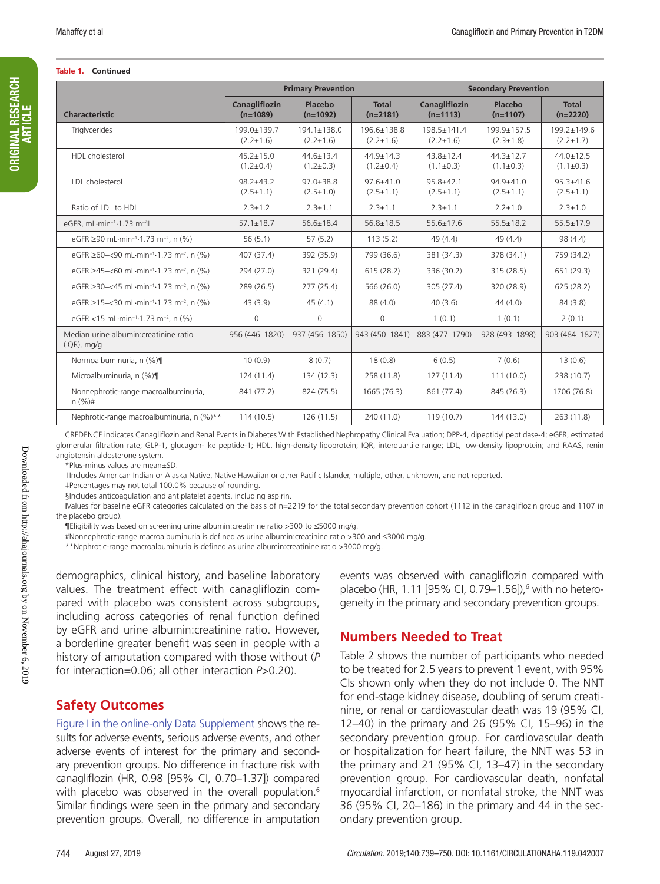**Table 1. Continued**

| Characteristic | Primary Prevention | | | Secondary Prevention | | |
|---|---|---|---|---|---|---|
| | Canagliflozin (n=1089) | Placebo (n=1092) | Total (n=2181) | Canagliflozin (n=1113) | Placebo (n=1107) | Total (n=2220) |
| Triglycerides | 199.0±139.7 (2.2±1.6) | 194.1±138.0 (2.2±1.6) | 196.6±138.8 (2.2±1.6) | 198.5±141.4 (2.2±1.6) | 199.9±157.5 (2.3±1.8) | 199.2±149.6 (2.2±1.7) |
| HDL cholesterol | 45.2±15.0 (1.2±0.4) | 44.6±13.4 (1.2±0.3) | 44.9±14.3 (1.2±0.4) | 43.8±12.4 (1.1±0.3) | 44.3±12.7 (1.1±0.3) | 44.0±12.5 (1.1±0.3) |
| LDL cholesterol | 98.2±43.2 (2.5±1.1) | 97.0±38.8 (2.5±1.0) | 97.6±41.0 (2.5±1.1) | 95.8±42.1 (2.5±1.1) | 94.9±41.0 (2.5±1.1) | 95.3±41.6 (2.5±1.1) |
| Ratio of LDL to HDL | 2.3±1.2 | 2.3±1.1 | 2.3±1.1 | 2.3±1.1 | 2.2±1.0 | 2.3±1.0 |
| eGFR, mL·min$^{-1}$·1.73 m$^{-2}$ǁ | 57.1±18.7 | 56.6±18.4 | 56.8±18.5 | 55.6±17.6 | 55.5±18.2 | 55.5±17.9 |
| eGFR ≥90 mL·min$^{-1}$·1.73 m$^{-2}$, n (%) | 56 (5.1) | 57 (5.2) | 113 (5.2) | 49 (4.4) | 49 (4.4) | 98 (4.4) |
| eGFR ≥60–<90 mL·min$^{-1}$·1.73 m$^{-2}$, n (%) | 407 (37.4) | 392 (35.9) | 799 (36.6) | 381 (34.3) | 378 (34.1) | 759 (34.2) |
| eGFR ≥45–<60 mL·min$^{-1}$·1.73 m$^{-2}$, n (%) | 294 (27.0) | 321 (29.4) | 615 (28.2) | 336 (30.2) | 315 (28.5) | 651 (29.3) |
| eGFR ≥30–<45 mL·min$^{-1}$·1.73 m$^{-2}$, n (%) | 289 (26.5) | 277 (25.4) | 566 (26.0) | 305 (27.4) | 320 (28.9) | 625 (28.2) |
| eGFR ≥15–<30 mL·min$^{-1}$·1.73 m$^{-2}$, n (%) | 43 (3.9) | 45 (4.1) | 88 (4.0) | 40 (3.6) | 44 (4.0) | 84 (3.8) |
| eGFR <15 mL·min$^{-1}$·1.73 m$^{-2}$, n (%) | 0 | 0 | 0 | 1 (0.1) | 1 (0.1) | 2 (0.1) |
| Median urine albumin:creatinine ratio (IQR), mg/g | 956 (446–1820) | 937 (456–1850) | 943 (450–1841) | 883 (477–1790) | 928 (493–1898) | 903 (484–1827) |
| Normoalbuminuria, n (%)¶ | 10 (0.9) | 8 (0.7) | 18 (0.8) | 6 (0.5) | 7 (0.6) | 13 (0.6) |
| Microalbuminuria, n (%)¶ | 124 (11.4) | 134 (12.3) | 258 (11.8) | 127 (11.4) | 111 (10.0) | 238 (10.7) |
| Nonnephrotic-range macroalbuminuria, n (%)# | 841 (77.2) | 824 (75.5) | 1665 (76.3) | 861 (77.4) | 845 (76.3) | 1706 (76.8) |
| Nephrotic-range macroalbuminuria, n (%)** | 114 (10.5) | 126 (11.5) | 240 (11.0) | 119 (10.7) | 144 (13.0) | 263 (11.8) |

CREDENCE indicates Canagliflozin and Renal Events in Diabetes With Established Nephropathy Clinical Evaluation; DPP-4, dipeptidyl peptidase-4; eGFR, estimated glomerular filtration rate; GLP-1, glucagon-like peptide-1; HDL, high-density lipoprotein; IQR, interquartile range; LDL, low-density lipoprotein; and RAAS, renin angiotensin aldosterone system.

*Plus-minus values are mean±SD.

†Includes American Indian or Alaska Native, Native Hawaiian or other Pacific Islander, multiple, other, unknown, and not reported.

‡Percentages may not total 100.0% because of rounding.

§Includes anticoagulation and antiplatelet agents, including aspirin.

ǁValues for baseline eGFR categories calculated on the basis of n=2219 for the total secondary prevention cohort (1112 in the canagliflozin group and 1107 in the placebo group).

¶Eligibility was based on screening urine albumin:creatinine ratio >300 to ≤5000 mg/g.

#Nonnephrotic-range macroalbuminuria is defined as urine albumin:creatinine ratio >300 and ≤3000 mg/g.

**Nephrotic-range macroalbuminuria is defined as urine albumin:creatinine ratio >3000 mg/g.

demographics, clinical history, and baseline laboratory values. The treatment effect with canagliflozin compared with placebo was consistent across subgroups, including across categories of renal function defined by eGFR and urine albumin:creatinine ratio. However, a borderline greater benefit was seen in people with a history of amputation compared with those without (*P* for interaction=0.06; all other interaction *P*>0.20).

## Safety Outcomes

Figure I in the online-only Data Supplement shows the results for adverse events, serious adverse events, and other adverse events of interest for the primary and secondary prevention groups. No difference in fracture risk with canagliflozin (HR, 0.98 [95% CI, 0.70–1.37]) compared with placebo was observed in the overall population.[6] Similar findings were seen in the primary and secondary prevention groups. Overall, no difference in amputation events was observed with canagliflozin compared with placebo (HR, 1.11 [95% CI, 0.79–1.56]),[6] with no heterogeneity in the primary and secondary prevention groups.

## Numbers Needed to Treat

Table 2 shows the number of participants who needed to be treated for 2.5 years to prevent 1 event, with 95% CIs shown only when they do not include 0. The NNT for end-stage kidney disease, doubling of serum creatinine, or renal or cardiovascular death was 19 (95% CI, 12–40) in the primary and 26 (95% CI, 15–96) in the secondary prevention group. For cardiovascular death or hospitalization for heart failure, the NNT was 53 in the primary and 21 (95% CI, 13–47) in the secondary prevention group. For cardiovascular death, nonfatal myocardial infarction, or nonfatal stroke, the NNT was 36 (95% CI, 20–186) in the primary and 44 in the secondary prevention group.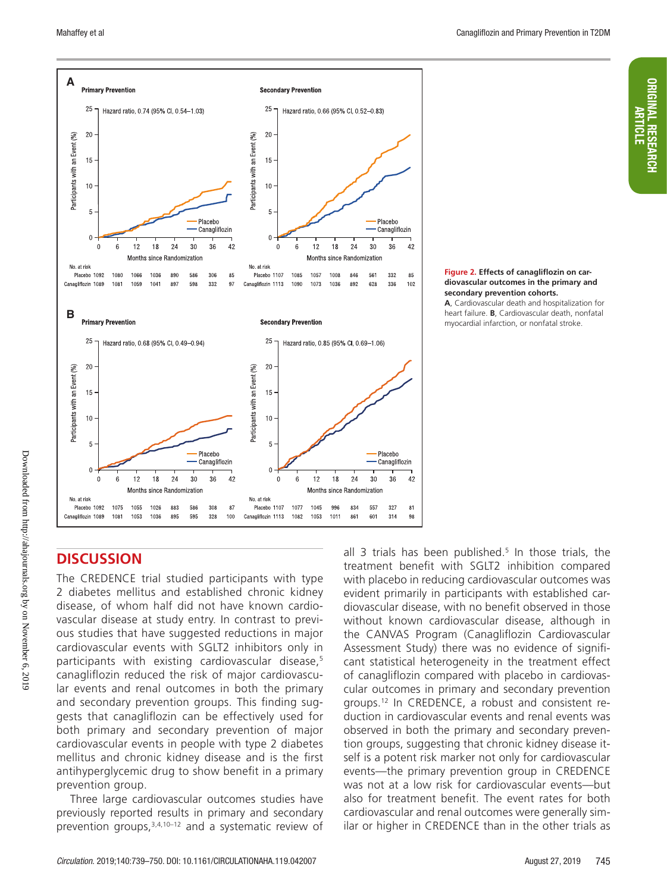**Figure 2. Effects of canagliflozin on cardiovascular outcomes in the primary and secondary prevention cohorts.**
**A**, Cardiovascular death and hospitalization for heart failure. **B**, Cardiovascular death, nonfatal myocardial infarction, or nonfatal stroke.

## DISCUSSION

The CREDENCE trial studied participants with type 2 diabetes mellitus and established chronic kidney disease, of whom half did not have known cardiovascular disease at study entry. In contrast to previous studies that have suggested reductions in major cardiovascular events with SGLT2 inhibitors only in participants with existing cardiovascular disease,[5] canagliflozin reduced the risk of major cardiovascular events and renal outcomes in both the primary and secondary prevention groups. This finding suggests that canagliflozin can be effectively used for both primary and secondary prevention of major cardiovascular events in people with type 2 diabetes mellitus and chronic kidney disease and is the first antihyperglycemic drug to show benefit in a primary prevention group.

Three large cardiovascular outcomes studies have previously reported results in primary and secondary prevention groups,[3,4,10–12] and a systematic review of all 3 trials has been published.[5] In those trials, the treatment benefit with SGLT2 inhibition compared with placebo in reducing cardiovascular outcomes was evident primarily in participants with established cardiovascular disease, with no benefit observed in those without known cardiovascular disease, although in the CANVAS Program (Canagliflozin Cardiovascular Assessment Study) there was no evidence of significant statistical heterogeneity in the treatment effect of canagliflozin compared with placebo in cardiovascular outcomes in primary and secondary prevention groups.[12] In CREDENCE, a robust and consistent reduction in cardiovascular events and renal events was observed in both the primary and secondary prevention groups, suggesting that chronic kidney disease itself is a potent risk marker not only for cardiovascular events—the primary prevention group in CREDENCE was not at a low risk for cardiovascular events—but also for treatment benefit. The event rates for both cardiovascular and renal outcomes were generally similar or higher in CREDENCE than in the other trials as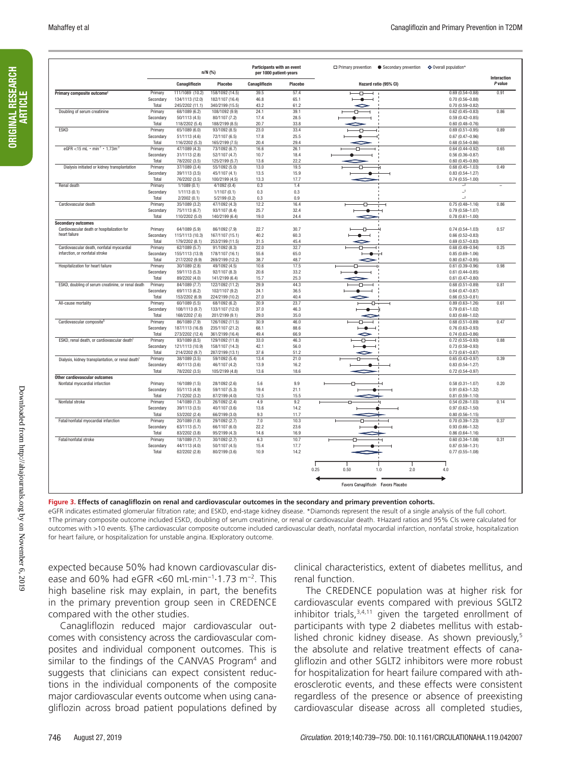| | | n/N (%) | | Participants with an event per 1000 patient-years | | Hazard ratio (95% CI) | Interaction P value |
|---|---|---|---|---|---|---|---|
| | | Canagliflozin | Placebo | Canagliflozin | Placebo | | |
| **Primary composite outcome†** | Primary | 111/1089 (10.2) | 158/1092 (14.5) | 39.5 | 57.4 | 0.69 (0.54–0.88) | 0.91 |
| | Secondary | 134/1113 (12.0) | 182/1107 (16.4) | 46.8 | 65.1 | 0.70 (0.56–0.88) | |
| | Total | 245/2202 (11.1) | 340/2199 (15.5) | 43.2 | 61.2 | 0.70 (0.59–0.82) | |
| Doubling of serum creatinine | Primary | 68/1089 (6.2) | 108/1092 (9.9) | 24.1 | 39.1 | 0.62 (0.45–0.83) | 0.86 |
| | Secondary | 50/1113 (4.5) | 80/1107 (7.2) | 17.4 | 28.5 | 0.59 (0.42–0.85) | |
| | Total | 118/2202 (5.4) | 188/2199 (8.5) | 20.7 | 33.8 | 0.60 (0.48–0.76) | |
| ESKD | Primary | 65/1089 (6.0) | 93/1092 (8.5) | 23.0 | 33.4 | 0.69 (0.51–0.95) | 0.89 |
| | Secondary | 51/1113 (4.6) | 72/1107 (6.5) | 17.8 | 25.5 | 0.67 (0.47–0.96) | |
| | Total | 116/2202 (5.3) | 165/2199 (7.5) | 20.4 | 29.4 | 0.68 (0.54–0.86) | |
| eGFR <15 mL · min$^{-1}$ · 1.73m$^{-2}$ | Primary | 47/1089 (4.3) | 73/1092 (6.7) | 16.6 | 26.1 | 0.64 (0.44–0.92) | 0.65 |
| | Secondary | 31/1113 (2.8) | 52/1107 (4.7) | 10.7 | 18.4 | 0.56 (0.36–0.87) | |
| | Total | 78/2202 (3.5) | 125/2199 (5.7) | 13.6 | 22.2 | 0.60 (0.45–0.80) | |
| Dialysis initiated or kidney transplantation | Primary | 37/1089 (3.4) | 55/1092 (5.0) | 13.0 | 19.5 | 0.68 (0.45–1.03) | 0.49 |
| | Secondary | 39/1113 (3.5) | 45/1107 (4.1) | 13.5 | 15.9 | 0.83 (0.54–1.27) | |
| | Total | 76/2202 (3.5) | 100/2199 (4.5) | 13.3 | 17.7 | 0.74 (0.55–1.00) | |
| Renal death | Primary | 1/1089 (0.1) | 4/1092 (0.4) | 0.3 | 1.4 | –‡ | – |
| | Secondary | 1/1113 (0.1) | 1/1107 (0.1) | 0.3 | 0.3 | –‡ | |
| | Total | 2/2002 (0.1) | 5/2199 (0.2) | 0.3 | 0.9 | –‡ | |
| Cardiovascular death | Primary | 35/1089 (3.2) | 47/1092 (4.3) | 12.2 | 16.4 | 0.75 (0.48–1.16) | 0.86 |
| | Secondary | 75/1113 (6.7) | 93/1107 (8.4) | 25.7 | 32.4 | 0.79 (0.58–1.07) | |
| | Total | 110/2202 (5.0) | 140/2199 (6.4) | 19.0 | 24.4 | 0.78 (0.61–1.00) | |
| **Secondary outcomes** | | | | | | | |
| Cardiovascular death or hospitalization for heart failure | Primary | 64/1089 (5.9) | 86/1092 (7.9) | 22.7 | 30.7 | 0.74 (0.54–1.03) | 0.57 |
| | Secondary | 115/1113 (10.3) | 167/1107 (15.1) | 40.2 | 60.3 | 0.66 (0.52–0.83) | |
| | Total | 179/2202 (8.1) | 253/2199 (11.5) | 31.5 | 45.4 | 0.69 (0.57–0.83) | |
| Cardiovascular death, nonfatal myocardial infarction, or nonfatal stroke | Primary | 62/1089 (5.7) | 91/1092 (8.3) | 22.0 | 32.7 | 0.68 (0.49–0.94) | 0.25 |
| | Secondary | 155/1113 (13.9) | 178/1107 (16.1) | 55.6 | 65.0 | 0.85 (0.69–1.06) | |
| | Total | 217/2202 (9.9) | 269/2199 (12.2) | 38.7 | 48.7 | 0.80 (0.67–0.95) | |
| Hospitalization for heart failure | Primary | 30/1089 (2.8) | 49/1092 (4.5) | 10.6 | 17.5 | 0.61 (0.39–0.96) | 0.98 |
| | Secondary | 59/1113 (5.3) | 92/1107 (8.3) | 20.6 | 33.2 | 0.61 (0.44–0.85) | |
| | Total | 89/2202 (4.0) | 141/2199 (6.4) | 15.7 | 25.3 | 0.61 (0.47–0.80) | |
| ESKD, doubling of serum creatinine, or renal death | Primary | 84/1089 (7.7) | 122/1092 (11.2) | 29.9 | 44.3 | 0.68 (0.51–0.89) | 0.81 |
| | Secondary | 69/1113 (6.2) | 102/1107 (9.2) | 24.1 | 36.5 | 0.64 (0.47–0.87) | |
| | Total | 153/2202 (6.9) | 224/2199 (10.2) | 27.0 | 40.4 | 0.66 (0.53–0.81) | |
| All-cause mortality | Primary | 60/1089 (5.5) | 68/1092 (6.2) | 20.9 | 23.7 | 0.89 (0.63–1.26) | 0.61 |
| | Secondary | 108/1113 (9.7) | 133/1107 (12.0) | 37.0 | 46.3 | 0.79 (0.61–1.02) | |
| | Total | 168/2202 (7.6) | 201/2199 (9.1) | 29.0 | 35.0 | 0.83 (0.68–1.02) | |
| Cardiovascular composite§ | Primary | 86/1089 (7.9) | 126/1092 (11.5) | 30.9 | 46.0 | 0.68 (0.51–0.89) | 0.47 |
| | Secondary | 187/1113 (16.8) | 235/1107 (21.2) | 68.1 | 88.6 | 0.76 (0.63–0.93) | |
| | Total | 273/2202 (12.4) | 361/2199 (16.4) | 49.4 | 66.9 | 0.74 (0.63–0.86) | |
| ESKD, renal death, or cardiovascular death‖ | Primary | 93/1089 (8.5) | 129/1092 (11.8) | 33.0 | 46.3 | 0.72 (0.55–0.93) | 0.88 |
| | Secondary | 121/1113 (10.9) | 158/1107 (14.3) | 42.1 | 56.0 | 0.73 (0.58–0.93) | |
| | Total | 214/2202 (9.7) | 287/2199 (13.1) | 37.6 | 51.2 | 0.73 (0.61–0.87) | |
| Dialysis, kidney transplantation, or renal death‖ | Primary | 38/1089 (3.5) | 59/1092 (5.4) | 13.4 | 21.0 | 0.65 (0.43–0.97) | 0.39 |
| | Secondary | 40/1113 (3.6) | 46/1107 (4.2) | 13.9 | 16.2 | 0.83 (0.54–1.27) | |
| | Total | 78/2202 (3.5) | 105/2199 (4.8) | 13.6 | 18.6 | 0.72 (0.54–0.97) | |
| **Other cardiovascular outcomes** | | | | | | | |
| Nonfatal myocardial infarction | Primary | 16/1089 (1.5) | 28/1092 (2.6) | 5.6 | 9.9 | 0.58 (0.31–1.07) | 0.20 |
| | Secondary | 55/1113 (4.9) | 59/1107 (5.3) | 19.4 | 21.1 | 0.91 (0.63–1.32) | |
| | Total | 71/2202 (3.2) | 87/2199 (4.0) | 12.5 | 15.5 | 0.81 (0.59–1.10) | |
| Nonfatal stroke | Primary | 14/1089 (1.3) | 26/1092 (2.4) | 4.9 | 9.2 | 0.54 (0.28–1.03) | 0.14 |
| | Secondary | 39/1113 (3.5) | 40/1107 (3.6) | 13.6 | 14.2 | 0.97 (0.62–1.50) | |
| | Total | 53/2202 (2.4) | 66/2199 (3.0) | 9.3 | 11.7 | 0.80 (0.56–1.15) | |
| Fatal/nonfatal myocardial infarction | Primary | 20/1089 (1.8) | 29/1092 (2.7) | 7.0 | 10.3 | 0.70 (0.39–1.23) | 0.37 |
| | Secondary | 63/1113 (5.7) | 66/1107 (6.0) | 22.2 | 23.6 | 0.93 (0.66–1.32) | |
| | Total | 83/2202 (3.8) | 95/2199 (4.3) | 14.6 | 16.9 | 0.86 (0.64–1.16) | |
| Fatal/nonfatal stroke | Primary | 18/1089 (1.7) | 30/1092 (2.7) | 6.3 | 10.7 | 0.60 (0.34–1.08) | 0.31 |
| | Secondary | 44/1113 (4.0) | 50/1107 (4.5) | 15.4 | 17.7 | 0.87 (0.58–1.31) | |
| | Total | 62/2202 (2.8) | 80/2199 (3.6) | 10.9 | 14.2 | 0.77 (0.55–1.08) | |

**Figure 3. Effects of canagliflozin on renal and cardiovascular outcomes in the secondary and primary prevention cohorts.**

eGFR indicates estimated glomerular filtration rate; and ESKD, end-stage kidney disease. *Diamonds represent the result of a single analysis of the full cohort. †The primary composite outcome included ESKD, doubling of serum creatinine, or renal or cardiovascular death. ‡Hazard ratios and 95% CIs were calculated for outcomes with >10 events. §The cardiovascular composite outcome included cardiovascular death, nonfatal myocardial infarction, nonfatal stroke, hospitalization for heart failure, or hospitalization for unstable angina. ‖Exploratory outcome.

expected because 50% had known cardiovascular disease and 60% had eGFR <60 mL·min$^{-1}$·1.73 m$^{-2}$. This high baseline risk may explain, in part, the benefits in the primary prevention group seen in CREDENCE compared with the other studies.

Canagliflozin reduced major cardiovascular outcomes with consistency across the cardiovascular composites and individual component outcomes. This is similar to the findings of the CANVAS Program[4] and suggests that clinicians can expect consistent reductions in the individual components of the composite major cardiovascular events outcome when using canagliflozin across broad patient populations defined by clinical characteristics, extent of diabetes mellitus, and renal function.

The CREDENCE population was at higher risk for cardiovascular events compared with previous SGLT2 inhibitor trials,[3,4,11] given the targeted enrollment of participants with type 2 diabetes mellitus with established chronic kidney disease. As shown previously,[5] the absolute and relative treatment effects of canagliflozin and other SGLT2 inhibitors were more robust for hospitalization for heart failure compared with atherosclerotic events, and these effects were consistent regardless of the presence or absence of preexisting cardiovascular disease across all completed studies,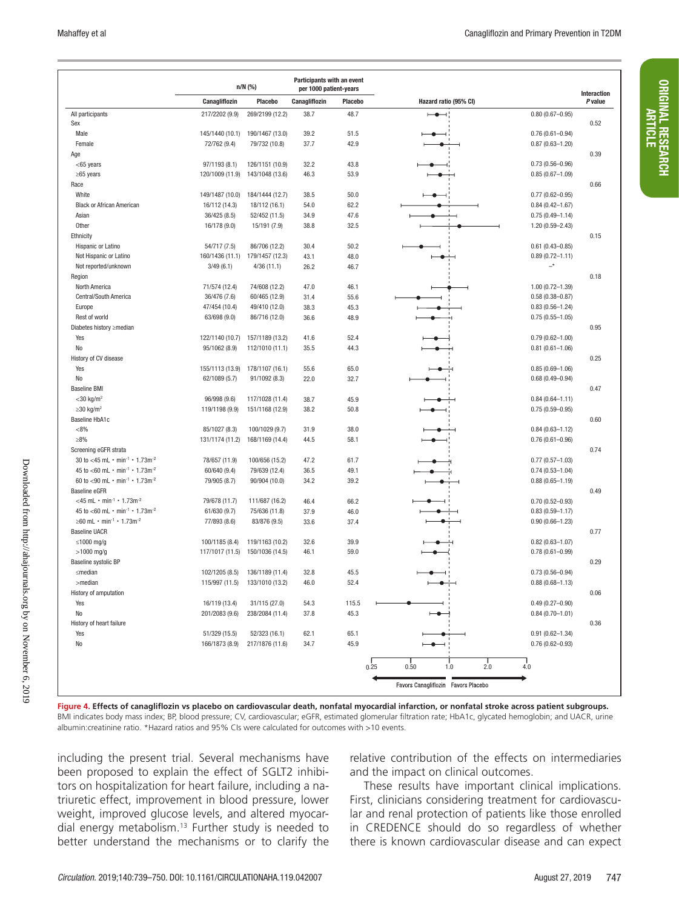| | n/N (%) | | Participants with an event per 1000 patient-years | | | | Interaction P value |
|---|---|---|---|---|---|---|---|
| | Canagliflozin | Placebo | Canagliflozin | Placebo | Hazard ratio (95% CI) | | |
| All participants | 217/2202 (9.9) | 269/2199 (12.2) | 38.7 | 48.7 | | 0.80 (0.67–0.95) | |
| Sex | | | | | | | 0.52 |
| Male | 145/1440 (10.1) | 190/1467 (13.0) | 39.2 | 51.5 | | 0.76 (0.61–0.94) | |
| Female | 72/762 (9.4) | 79/732 (10.8) | 37.7 | 42.9 | | 0.87 (0.63–1.20) | |
| Age | | | | | | | 0.39 |
| <65 years | 97/1193 (8.1) | 126/1151 (10.9) | 32.2 | 43.8 | | 0.73 (0.56–0.96) | |
| ≥65 years | 120/1009 (11.9) | 143/1048 (13.6) | 46.3 | 53.9 | | 0.85 (0.67–1.09) | |
| Race | | | | | | | 0.66 |
| White | 149/1487 (10.0) | 184/1444 (12.7) | 38.5 | 50.0 | | 0.77 (0.62–0.95) | |
| Black or African American | 16/112 (14.3) | 18/112 (16.1) | 54.0 | 62.2 | | 0.84 (0.42–1.67) | |
| Asian | 36/425 (8.5) | 52/452 (11.5) | 34.9 | 47.6 | | 0.75 (0.49–1.14) | |
| Other | 16/178 (9.0) | 15/191 (7.9) | 38.8 | 32.5 | | 1.20 (0.59–2.43) | |
| Ethnicity | | | | | | | 0.15 |
| Hispanic or Latino | 54/717 (7.5) | 86/706 (12.2) | 30.4 | 50.2 | | 0.61 (0.43–0.85) | |
| Not Hispanic or Latino | 160/1436 (11.1) | 179/1457 (12.3) | 43.1 | 48.0 | | 0.89 (0.72–1.11) | |
| Not reported/unknown | 3/49 (6.1) | 4/36 (11.1) | 26.2 | 46.7 | | –* | |
| Region | | | | | | | 0.18 |
| North America | 71/574 (12.4) | 74/608 (12.2) | 47.0 | 46.1 | | 1.00 (0.72–1.39) | |
| Central/South America | 36/476 (7.6) | 60/465 (12.9) | 31.4 | 55.6 | | 0.58 (0.38–0.87) | |
| Europe | 47/454 (10.4) | 49/410 (12.0) | 38.3 | 45.3 | | 0.83 (0.56–1.24) | |
| Rest of world | 63/698 (9.0) | 86/716 (12.0) | 36.6 | 48.9 | | 0.75 (0.55–1.05) | |
| Diabetes history ≥median | | | | | | | 0.95 |
| Yes | 122/1140 (10.7) | 157/1189 (13.2) | 41.6 | 52.4 | | 0.79 (0.62–1.00) | |
| No | 95/1062 (8.9) | 112/1010 (11.1) | 35.5 | 44.3 | | 0.81 (0.61–1.06) | |
| History of CV disease | | | | | | | 0.25 |
| Yes | 155/1113 (13.9) | 178/1107 (16.1) | 55.6 | 65.0 | | 0.85 (0.69–1.06) | |
| No | 62/1089 (5.7) | 91/1092 (8.3) | 22.0 | 32.7 | | 0.68 (0.49–0.94) | |
| Baseline BMI | | | | | | | 0.47 |
| <30 kg/m$^2$ | 96/998 (9.6) | 117/1028 (11.4) | 38.7 | 45.9 | | 0.84 (0.64–1.11) | |
| ≥30 kg/m$^2$ | 119/1198 (9.9) | 151/1168 (12.9) | 38.2 | 50.8 | | 0.75 (0.59–0.95) | |
| Baseline HbA1c | | | | | | | 0.60 |
| <8% | 85/1027 (8.3) | 100/1029 (9.7) | 31.9 | 38.0 | | 0.84 (0.63–1.12) | |
| ≥8% | 131/1174 (11.2) | 168/1169 (14.4) | 44.5 | 58.1 | | 0.76 (0.61–0.96) | |
| Screening eGFR strata | | | | | | | 0.74 |
| 30 to <45 mL • min$^{-1}$ • 1.73m$^{-2}$ | 78/657 (11.9) | 100/656 (15.2) | 47.2 | 61.7 | | 0.77 (0.57–1.03) | |
| 45 to <60 mL • min$^{-1}$ • 1.73m$^{-2}$ | 60/640 (9.4) | 79/639 (12.4) | 36.5 | 49.1 | | 0.74 (0.53–1.04) | |
| 60 to <90 mL • min$^{-1}$ • 1.73m$^{-2}$ | 79/905 (8.7) | 90/904 (10.0) | 34.2 | 39.2 | | 0.88 (0.65–1.19) | |
| Baseline eGFR | | | | | | | 0.49 |
| <45 mL • min$^{-1}$ • 1.73m$^{-2}$ | 79/678 (11.7) | 111/687 (16.2) | 46.4 | 66.2 | | 0.70 (0.52–0.93) | |
| 45 to <60 mL • min$^{-1}$ • 1.73m$^{-2}$ | 61/630 (9.7) | 75/636 (11.8) | 37.9 | 46.0 | | 0.83 (0.59–1.17) | |
| ≥60 mL • min$^{-1}$ • 1.73m$^{-2}$ | 77/893 (8.6) | 83/876 (9.5) | 33.6 | 37.4 | | 0.90 (0.66–1.23) | |
| Baseline UACR | | | | | | | 0.77 |
| ≤1000 mg/g | 100/1185 (8.4) | 119/1163 (10.2) | 32.6 | 39.9 | | 0.82 (0.63–1.07) | |
| >1000 mg/g | 117/1017 (11.5) | 150/1036 (14.5) | 46.1 | 59.0 | | 0.78 (0.61–0.99) | |
| Baseline systolic BP | | | | | | | 0.29 |
| ≤median | 102/1205 (8.5) | 136/1189 (11.4) | 32.8 | 45.5 | | 0.73 (0.56–0.94) | |
| >median | 115/997 (11.5) | 133/1010 (13.2) | 46.0 | 52.4 | | 0.88 (0.68–1.13) | |
| History of amputation | | | | | | | 0.06 |
| Yes | 16/119 (13.4) | 31/115 (27.0) | 54.3 | 115.5 | | 0.49 (0.27–0.90) | |
| No | 201/2083 (9.6) | 238/2084 (11.4) | 37.8 | 45.3 | | 0.84 (0.70–1.01) | |
| History of heart failure | | | | | | | 0.36 |
| Yes | 51/329 (15.5) | 52/323 (16.1) | 62.1 | 65.1 | | 0.91 (0.62–1.34) | |
| No | 166/1873 (8.9) | 217/1876 (11.6) | 34.7 | 45.9 | | 0.76 (0.62–0.93) | |

Favors Canagliflozin ← → Favors Placebo

**Figure 4. Effects of canagliflozin vs placebo on cardiovascular death, nonfatal myocardial infarction, or nonfatal stroke across patient subgroups.** BMI indicates body mass index; BP, blood pressure; CV, cardiovascular; eGFR, estimated glomerular filtration rate; HbA1c, glycated hemoglobin; and UACR, urine albumin:creatinine ratio. *Hazard ratios and 95% CIs were calculated for outcomes with >10 events.

including the present trial. Several mechanisms have been proposed to explain the effect of SGLT2 inhibitors on hospitalization for heart failure, including a natriuretic effect, improvement in blood pressure, lower weight, improved glucose levels, and altered myocardial energy metabolism.[13] Further study is needed to better understand the mechanisms or to clarify the relative contribution of the effects on intermediaries and the impact on clinical outcomes.

These results have important clinical implications. First, clinicians considering treatment for cardiovascular and renal protection of patients like those enrolled in CREDENCE should do so regardless of whether there is known cardiovascular disease and can expect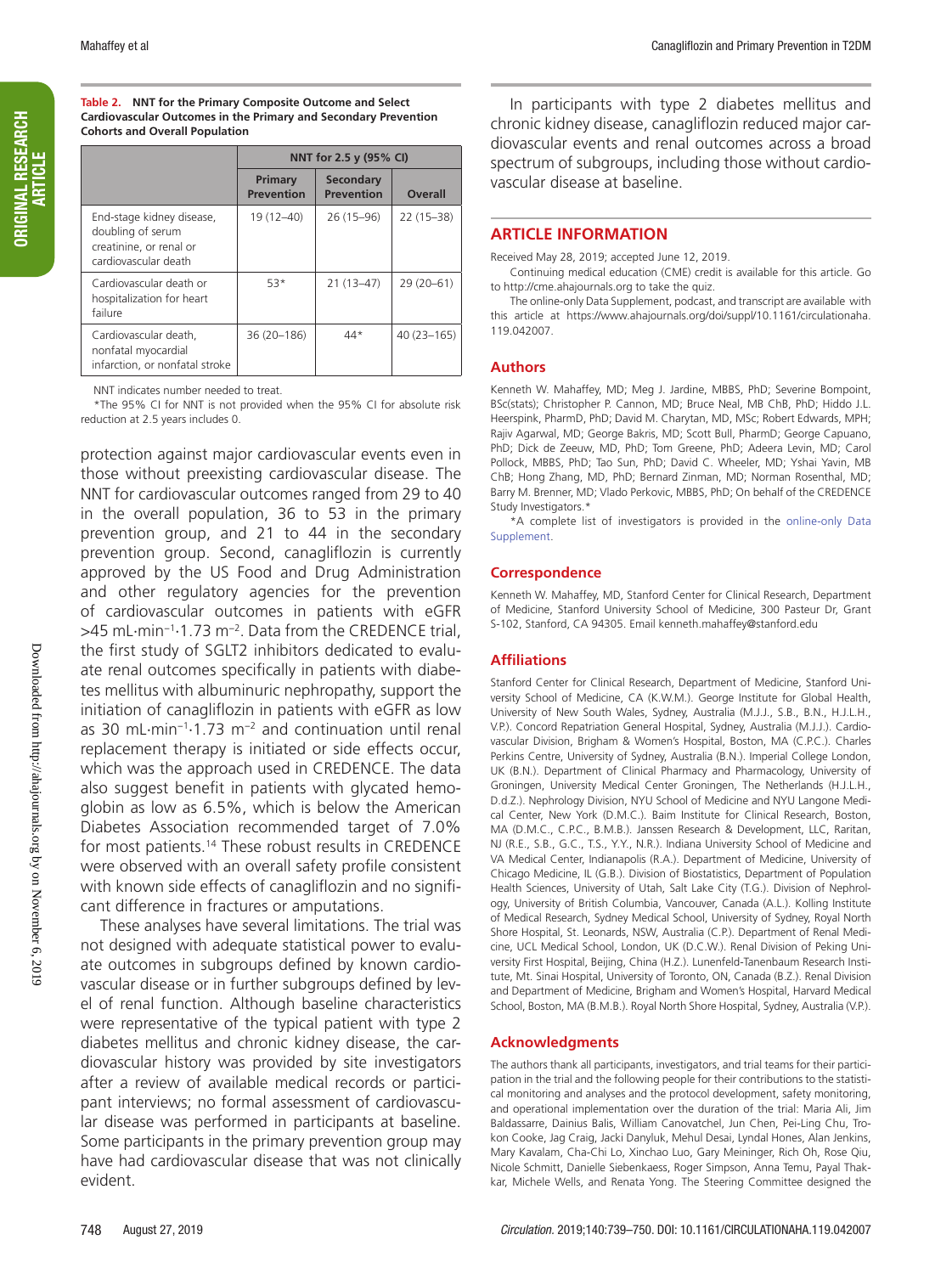**Table 2. NNT for the Primary Composite Outcome and Select Cardiovascular Outcomes in the Primary and Secondary Prevention Cohorts and Overall Population**

| | NNT for 2.5 y (95% CI) | | |
|---|---|---|---|
| | Primary Prevention | Secondary Prevention | Overall |
| End-stage kidney disease, doubling of serum creatinine, or renal or cardiovascular death | 19 (12–40) | 26 (15–96) | 22 (15–38) |
| Cardiovascular death or hospitalization for heart failure | 53* | 21 (13–47) | 29 (20–61) |
| Cardiovascular death, nonfatal myocardial infarction, or nonfatal stroke | 36 (20–186) | 44* | 40 (23–165) |

NNT indicates number needed to treat.

*The 95% CI for NNT is not provided when the 95% CI for absolute risk reduction at 2.5 years includes 0.

protection against major cardiovascular events even in those without preexisting cardiovascular disease. The NNT for cardiovascular outcomes ranged from 29 to 40 in the overall population, 36 to 53 in the primary prevention group, and 21 to 44 in the secondary prevention group. Second, canagliflozin is currently approved by the US Food and Drug Administration and other regulatory agencies for the prevention of cardiovascular outcomes in patients with eGFR >45 mL·min$^{-1}$·1.73 m$^{-2}$. Data from the CREDENCE trial, the first study of SGLT2 inhibitors dedicated to evaluate renal outcomes specifically in patients with diabetes mellitus with albuminuric nephropathy, support the initiation of canagliflozin in patients with eGFR as low as 30 mL·min$^{-1}$·1.73 m$^{-2}$ and continuation until renal replacement therapy is initiated or side effects occur, which was the approach used in CREDENCE. The data also suggest benefit in patients with glycated hemoglobin as low as 6.5%, which is below the American Diabetes Association recommended target of 7.0% for most patients.[14] These robust results in CREDENCE were observed with an overall safety profile consistent with known side effects of canagliflozin and no significant difference in fractures or amputations.

These analyses have several limitations. The trial was not designed with adequate statistical power to evaluate outcomes in subgroups defined by known cardiovascular disease or in further subgroups defined by level of renal function. Although baseline characteristics were representative of the typical patient with type 2 diabetes mellitus and chronic kidney disease, the cardiovascular history was provided by site investigators after a review of available medical records or participant interviews; no formal assessment of cardiovascular disease was performed in participants at baseline. Some participants in the primary prevention group may have had cardiovascular disease that was not clinically evident.

In participants with type 2 diabetes mellitus and chronic kidney disease, canagliflozin reduced major cardiovascular events and renal outcomes across a broad spectrum of subgroups, including those without cardiovascular disease at baseline.

## ARTICLE INFORMATION

Received May 28, 2019; accepted June 12, 2019.

Continuing medical education (CME) credit is available for this article. Go to http://cme.ahajournals.org to take the quiz.

The online-only Data Supplement, podcast, and transcript are available with this article at https://www.ahajournals.org/doi/suppl/10.1161/circulationaha.119.042007.

### Authors

Kenneth W. Mahaffey, MD; Meg J. Jardine, MBBS, PhD; Severine Bompoint, BSc(stats); Christopher P. Cannon, MD; Bruce Neal, MB ChB, PhD; Hiddo J.L. Heerspink, PharmD, PhD; David M. Charytan, MD, MSc; Robert Edwards, MPH; Rajiv Agarwal, MD; George Bakris, MD; Scott Bull, PharmD; George Capuano, PhD; Dick de Zeeuw, MD, PhD; Tom Greene, PhD; Adeera Levin, MD; Carol Pollock, MBBS, PhD; Tao Sun, PhD; David C. Wheeler, MD; Yshai Yavin, MB ChB; Hong Zhang, MD, PhD; Bernard Zinman, MD; Norman Rosenthal, MD; Barry M. Brenner, MD; Vlado Perkovic, MBBS, PhD; On behalf of the CREDENCE Study Investigators.*

*A complete list of investigators is provided in the online-only Data Supplement.

### Correspondence

Kenneth W. Mahaffey, MD, Stanford Center for Clinical Research, Department of Medicine, Stanford University School of Medicine, 300 Pasteur Dr, Grant S-102, Stanford, CA 94305. Email kenneth.mahaffey@stanford.edu

### Affiliations

Stanford Center for Clinical Research, Department of Medicine, Stanford University School of Medicine, CA (K.W.M.). George Institute for Global Health, University of New South Wales, Sydney, Australia (M.J.J., S.B., B.N., H.J.L.H., V.P.). Concord Repatriation General Hospital, Sydney, Australia (M.J.J.). Cardiovascular Division, Brigham & Women's Hospital, Boston, MA (C.P.C.). Charles Perkins Centre, University of Sydney, Australia (B.N.). Imperial College London, UK (B.N.). Department of Clinical Pharmacy and Pharmacology, University of Groningen, University Medical Center Groningen, The Netherlands (H.J.L.H., D.d.Z.). Nephrology Division, NYU School of Medicine and NYU Langone Medical Center, New York (D.M.C.). Baim Institute for Clinical Research, Boston, MA (D.M.C., C.P.C., B.M.B.). Janssen Research & Development, LLC, Raritan, NJ (R.E., S.B., G.C., T.S., Y.Y., N.R.). Indiana University School of Medicine and VA Medical Center, Indianapolis (R.A.). Department of Medicine, University of Chicago Medicine, IL (G.B.). Division of Biostatistics, Department of Population Health Sciences, University of Utah, Salt Lake City (T.G.). Division of Nephrology, University of British Columbia, Vancouver, Canada (A.L.). Kolling Institute of Medical Research, Sydney Medical School, University of Sydney, Royal North Shore Hospital, St. Leonards, NSW, Australia (C.P.). Department of Renal Medicine, UCL Medical School, London, UK (D.C.W.). Renal Division of Peking University First Hospital, Beijing, China (H.Z.). Lunenfeld-Tanenbaum Research Institute, Mt. Sinai Hospital, University of Toronto, ON, Canada (B.Z.). Renal Division and Department of Medicine, Brigham and Women's Hospital, Harvard Medical School, Boston, MA (B.M.B.). Royal North Shore Hospital, Sydney, Australia (V.P.).

### Acknowledgments

The authors thank all participants, investigators, and trial teams for their participation in the trial and the following people for their contributions to the statistical monitoring and analyses and the protocol development, safety monitoring, and operational implementation over the duration of the trial: Maria Ali, Jim Baldassarre, Dainius Balis, William Canovatchel, Jun Chen, Pei-Ling Chu, Trokon Cooke, Jag Craig, Jacki Danyluk, Mehul Desai, Lyndal Hones, Alan Jenkins, Mary Kavalam, Cha-Chi Lo, Xinchao Luo, Gary Meininger, Rich Oh, Rose Qiu, Nicole Schmitt, Danielle Siebenkaess, Roger Simpson, Anna Temu, Payal Thakkar, Michele Wells, and Renata Yong. The Steering Committee designed the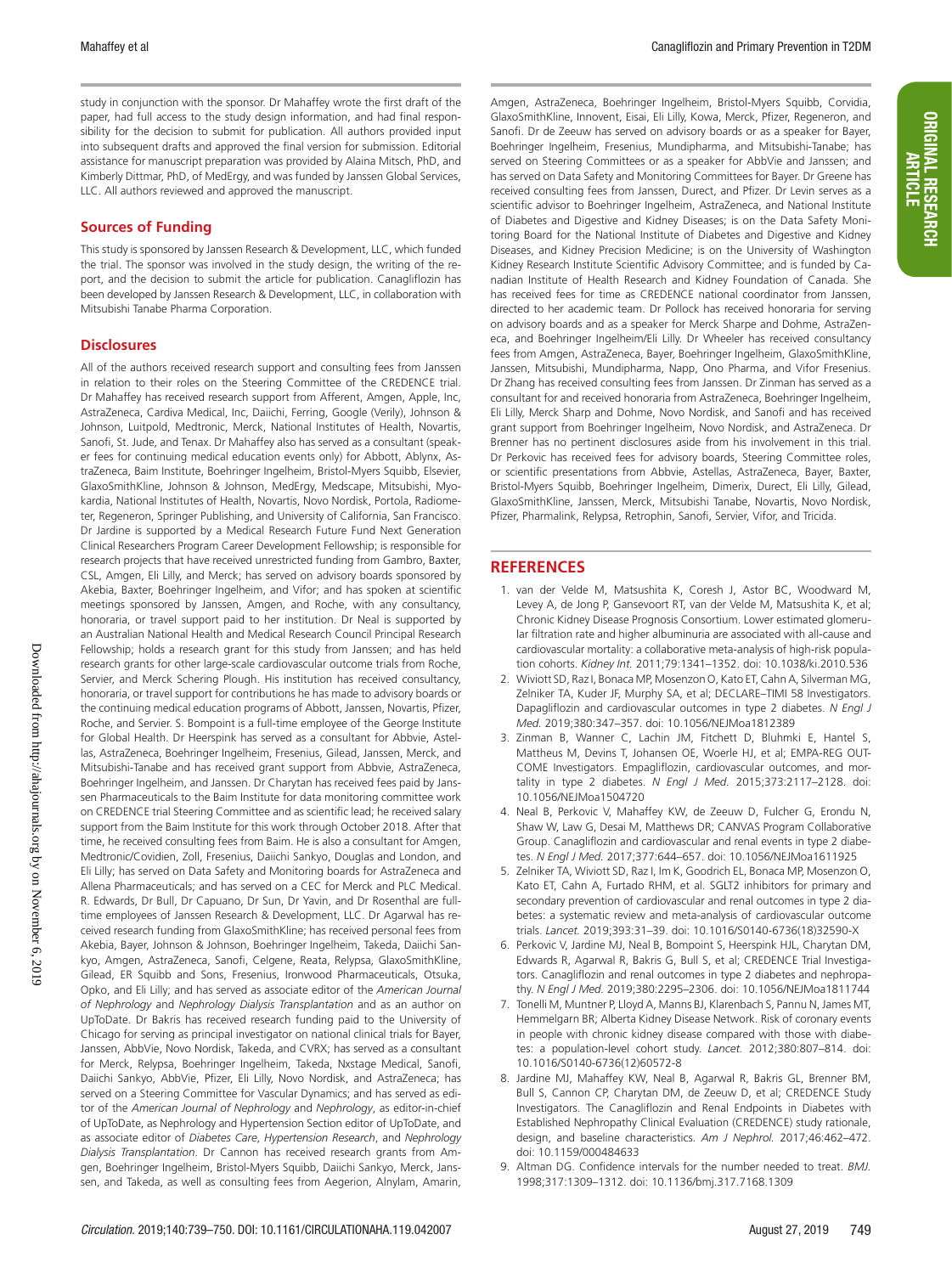study in conjunction with the sponsor. Dr Mahaffey wrote the first draft of the paper, had full access to the study design information, and had final responsibility for the decision to submit for publication. All authors provided input into subsequent drafts and approved the final version for submission. Editorial assistance for manuscript preparation was provided by Alaina Mitsch, PhD, and Kimberly Dittmar, PhD, of MedErgy, and was funded by Janssen Global Services, LLC. All authors reviewed and approved the manuscript.

### Sources of Funding

This study is sponsored by Janssen Research & Development, LLC, which funded the trial. The sponsor was involved in the study design, the writing of the report, and the decision to submit the article for publication. Canagliflozin has been developed by Janssen Research & Development, LLC, in collaboration with Mitsubishi Tanabe Pharma Corporation.

### Disclosures

All of the authors received research support and consulting fees from Janssen in relation to their roles on the Steering Committee of the CREDENCE trial. Dr Mahaffey has received research support from Afferent, Amgen, Apple, Inc, AstraZeneca, Cardiva Medical, Inc, Daiichi, Ferring, Google (Verily), Johnson & Johnson, Luitpold, Medtronic, Merck, National Institutes of Health, Novartis, Sanofi, St. Jude, and Tenax. Dr Mahaffey also has served as a consultant (speaker fees for continuing medical education events only) for Abbott, Ablynx, AstraZeneca, Baim Institute, Boehringer Ingelheim, Bristol-Myers Squibb, Elsevier, GlaxoSmithKline, Johnson & Johnson, MedErgy, Medscape, Mitsubishi, Myokardia, National Institutes of Health, Novartis, Novo Nordisk, Portola, Radiometer, Regeneron, Springer Publishing, and University of California, San Francisco. Dr Jardine is supported by a Medical Research Future Fund Next Generation Clinical Researchers Program Career Development Fellowship; is responsible for research projects that have received unrestricted funding from Gambro, Baxter, CSL, Amgen, Eli Lilly, and Merck; has served on advisory boards sponsored by Akebia, Baxter, Boehringer Ingelheim, and Vifor; and has spoken at scientific meetings sponsored by Janssen, Amgen, and Roche, with any consultancy, honoraria, or travel support paid to her institution. Dr Neal is supported by an Australian National Health and Medical Research Council Principal Research Fellowship; holds a research grant for this study from Janssen; and has held research grants for other large-scale cardiovascular outcome trials from Roche, Servier, and Merck Schering Plough. His institution has received consultancy, honoraria, or travel support for contributions he has made to advisory boards or the continuing medical education programs of Abbott, Janssen, Novartis, Pfizer, Roche, and Servier. S. Bompoint is a full-time employee of the George Institute for Global Health. Dr Heerspink has served as a consultant for Abbvie, Astellas, AstraZeneca, Boehringer Ingelheim, Fresenius, Gilead, Janssen, Merck, and Mitsubishi-Tanabe and has received grant support from Abbvie, AstraZeneca, Boehringer Ingelheim, and Janssen. Dr Charytan has received fees paid by Janssen Pharmaceuticals to the Baim Institute for data monitoring committee work on CREDENCE trial Steering Committee and as scientific lead; he received salary support from the Baim Institute for this work through October 2018. After that time, he received consulting fees from Baim. He is also a consultant for Amgen, Medtronic/Covidien, Zoll, Fresenius, Daiichi Sankyo, Douglas and London, and Eli Lilly; has served on Data Safety and Monitoring boards for AstraZeneca and Allena Pharmaceuticals; and has served on a CEC for Merck and PLC Medical. R. Edwards, Dr Bull, Dr Capuano, Dr Sun, Dr Yavin, and Dr Rosenthal are full-time employees of Janssen Research & Development, LLC. Dr Agarwal has received research funding from GlaxoSmithKline; has received personal fees from Akebia, Bayer, Johnson & Johnson, Boehringer Ingelheim, Takeda, Daiichi Sankyo, Amgen, AstraZeneca, Sanofi, Celgene, Reata, Relypsa, GlaxoSmithKline, Gilead, ER Squibb and Sons, Fresenius, Ironwood Pharmaceuticals, Otsuka, Opko, and Eli Lilly; and has served as associate editor of the *American Journal of Nephrology* and *Nephrology Dialysis Transplantation* and as an author on UpToDate. Dr Bakris has received research funding paid to the University of Chicago for serving as principal investigator on national clinical trials for Bayer, Janssen, AbbVie, Novo Nordisk, Takeda, and CVRX; has served as a consultant for Merck, Relypsa, Boehringer Ingelheim, Takeda, Nxstage Medical, Sanofi, Daiichi Sankyo, AbbVie, Pfizer, Eli Lilly, Novo Nordisk, and AstraZeneca; has served on a Steering Committee for Vascular Dynamics; and has served as editor of the *American Journal of Nephrology* and *Nephrology*, as editor-in-chief of UpToDate, as Nephrology and Hypertension Section editor of UpToDate, and as associate editor of *Diabetes Care*, *Hypertension Research*, and *Nephrology Dialysis Transplantation*. Dr Cannon has received research grants from Amgen, Boehringer Ingelheim, Bristol-Myers Squibb, Daiichi Sankyo, Merck, Janssen, and Takeda, as well as consulting fees from Aegerion, Alnylam, Amarin, Amgen, AstraZeneca, Boehringer Ingelheim, Bristol-Myers Squibb, Corvidia, GlaxoSmithKline, Innovent, Eisai, Eli Lilly, Kowa, Merck, Pfizer, Regeneron, and Sanofi. Dr de Zeeuw has served on advisory boards or as a speaker for Bayer, Boehringer Ingelheim, Fresenius, Mundipharma, and Mitsubishi-Tanabe; has served on Steering Committees or as a speaker for AbbVie and Janssen; and has served on Data Safety and Monitoring Committees for Bayer. Dr Greene has received consulting fees from Janssen, Durect, and Pfizer. Dr Levin serves as a scientific advisor to Boehringer Ingelheim, AstraZeneca, and National Institute of Diabetes and Digestive and Kidney Diseases; is on the Data Safety Monitoring Board for the National Institute of Diabetes and Digestive and Kidney Diseases, and Kidney Precision Medicine; is on the University of Washington Kidney Research Institute Scientific Advisory Committee; and is funded by Canadian Institute of Health Research and Kidney Foundation of Canada. She has received fees for time as CREDENCE national coordinator from Janssen, directed to her academic team. Dr Pollock has received honoraria for serving on advisory boards and as a speaker for Merck Sharpe and Dohme, AstraZeneca, and Boehringer Ingelheim/Eli Lilly. Dr Wheeler has received consultancy fees from Amgen, AstraZeneca, Bayer, Boehringer Ingelheim, GlaxoSmithKline, Janssen, Mitsubishi, Mundipharma, Napp, Ono Pharma, and Vifor Fresenius. Dr Zhang has received consulting fees from Janssen. Dr Zinman has served as a consultant for and received honoraria from AstraZeneca, Boehringer Ingelheim, Eli Lilly, Merck Sharp and Dohme, Novo Nordisk, and Sanofi and has received grant support from Boehringer Ingelheim, Novo Nordisk, and AstraZeneca. Dr Brenner has no pertinent disclosures aside from his involvement in this trial. Dr Perkovic has received fees for advisory boards, Steering Committee roles, or scientific presentations from Abbvie, Astellas, AstraZeneca, Bayer, Baxter, Bristol-Myers Squibb, Boehringer Ingelheim, Dimerix, Durect, Eli Lilly, Gilead, GlaxoSmithKline, Janssen, Merck, Mitsubishi Tanabe, Novartis, Novo Nordisk, Pfizer, Pharmalink, Relypsa, Retrophin, Sanofi, Servier, Vifor, and Tricida.

## REFERENCES

1. van der Velde M, Matsushita K, Coresh J, Astor BC, Woodward M, Levey A, de Jong P, Gansevoort RT, van der Velde M, Matsushita K, et al; Chronic Kidney Disease Prognosis Consortium. Lower estimated glomerular filtration rate and higher albuminuria are associated with all-cause and cardiovascular mortality: a collaborative meta-analysis of high-risk population cohorts. *Kidney Int.* 2011;79:1341–1352. doi: 10.1038/ki.2010.536
2. Wiviott SD, Raz I, Bonaca MP, Mosenzon O, Kato ET, Cahn A, Silverman MG, Zelniker TA, Kuder JF, Murphy SA, et al; DECLARE–TIMI 58 Investigators. Dapagliflozin and cardiovascular outcomes in type 2 diabetes. *N Engl J Med.* 2019;380:347–357. doi: 10.1056/NEJMoa1812389
3. Zinman B, Wanner C, Lachin JM, Fitchett D, Bluhmki E, Hantel S, Mattheus M, Devins T, Johansen OE, Woerle HJ, et al; EMPA-REG OUTCOME Investigators. Empagliflozin, cardiovascular outcomes, and mortality in type 2 diabetes. *N Engl J Med.* 2015;373:2117–2128. doi: 10.1056/NEJMoa1504720
4. Neal B, Perkovic V, Mahaffey KW, de Zeeuw D, Fulcher G, Erondu N, Shaw W, Law G, Desai M, Matthews DR; CANVAS Program Collaborative Group. Canagliflozin and cardiovascular and renal events in type 2 diabetes. *N Engl J Med.* 2017;377:644–657. doi: 10.1056/NEJMoa1611925
5. Zelniker TA, Wiviott SD, Raz I, Im K, Goodrich EL, Bonaca MP, Mosenzon O, Kato ET, Cahn A, Furtado RHM, et al. SGLT2 inhibitors for primary and secondary prevention of cardiovascular and renal outcomes in type 2 diabetes: a systematic review and meta-analysis of cardiovascular outcome trials. *Lancet.* 2019;393:31–39. doi: 10.1016/S0140-6736(18)32590-X
6. Perkovic V, Jardine MJ, Neal B, Bompoint S, Heerspink HJL, Charytan DM, Edwards R, Agarwal R, Bakris G, Bull S, et al; CREDENCE Trial Investigators. Canagliflozin and renal outcomes in type 2 diabetes and nephropathy. *N Engl J Med.* 2019;380:2295–2306. doi: 10.1056/NEJMoa1811744
7. Tonelli M, Muntner P, Lloyd A, Manns BJ, Klarenbach S, Pannu N, James MT, Hemmelgarn BR; Alberta Kidney Disease Network. Risk of coronary events in people with chronic kidney disease compared with those with diabetes: a population-level cohort study. *Lancet.* 2012;380:807–814. doi: 10.1016/S0140-6736(12)60572-8
8. Jardine MJ, Mahaffey KW, Neal B, Agarwal R, Bakris GL, Brenner BM, Bull S, Cannon CP, Charytan DM, de Zeeuw D, et al; CREDENCE Study Investigators. The Canagliflozin and Renal Endpoints in Diabetes with Established Nephropathy Clinical Evaluation (CREDENCE) study rationale, design, and baseline characteristics. *Am J Nephrol.* 2017;46:462–472. doi: 10.1159/000484633
9. Altman DG. Confidence intervals for the number needed to treat. *BMJ.* 1998;317:1309–1312. doi: 10.1136/bmj.317.7168.1309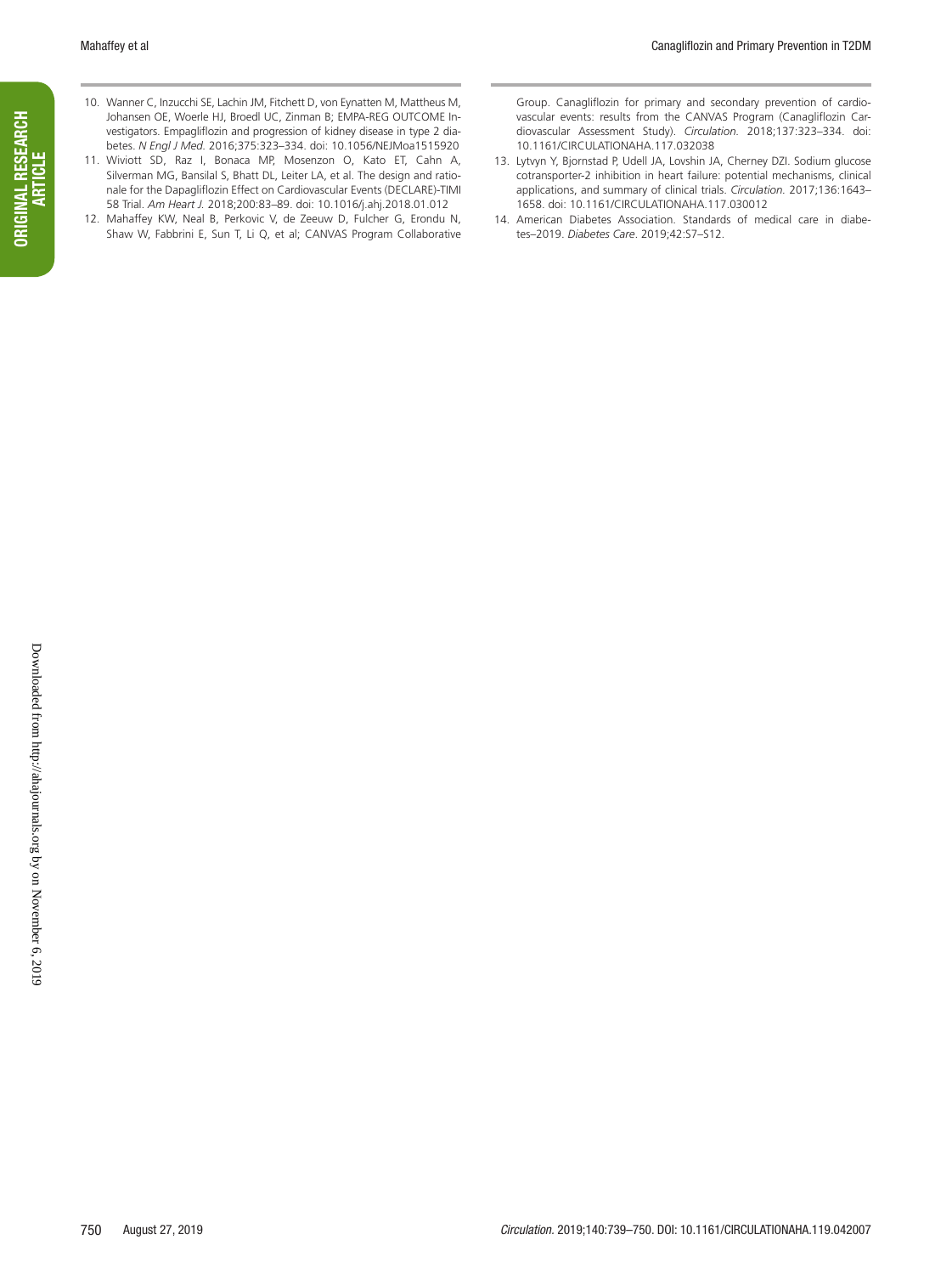10. Wanner C, Inzucchi SE, Lachin JM, Fitchett D, von Eynatten M, Mattheus M, Johansen OE, Woerle HJ, Broedl UC, Zinman B; EMPA-REG OUTCOME Investigators. Empagliflozin and progression of kidney disease in type 2 diabetes. *N Engl J Med.* 2016;375:323–334. doi: 10.1056/NEJMoa1515920
11. Wiviott SD, Raz I, Bonaca MP, Mosenzon O, Kato ET, Cahn A, Silverman MG, Bansilal S, Bhatt DL, Leiter LA, et al. The design and rationale for the Dapagliflozin Effect on Cardiovascular Events (DECLARE)-TIMI 58 Trial. *Am Heart J.* 2018;200:83–89. doi: 10.1016/j.ahj.2018.01.012
12. Mahaffey KW, Neal B, Perkovic V, de Zeeuw D, Fulcher G, Erondu N, Shaw W, Fabbrini E, Sun T, Li Q, et al; CANVAS Program Collaborative Group. Canagliflozin for primary and secondary prevention of cardiovascular events: results from the CANVAS Program (Canagliflozin Cardiovascular Assessment Study). *Circulation.* 2018;137:323–334. doi: 10.1161/CIRCULATIONAHA.117.032038
13. Lytvyn Y, Bjornstad P, Udell JA, Lovshin JA, Cherney DZI. Sodium glucose cotransporter-2 inhibition in heart failure: potential mechanisms, clinical applications, and summary of clinical trials. *Circulation.* 2017;136:1643–1658. doi: 10.1161/CIRCULATIONAHA.117.030012
14. American Diabetes Association. Standards of medical care in diabetes–2019. *Diabetes Care*. 2019;42:S7–S12.